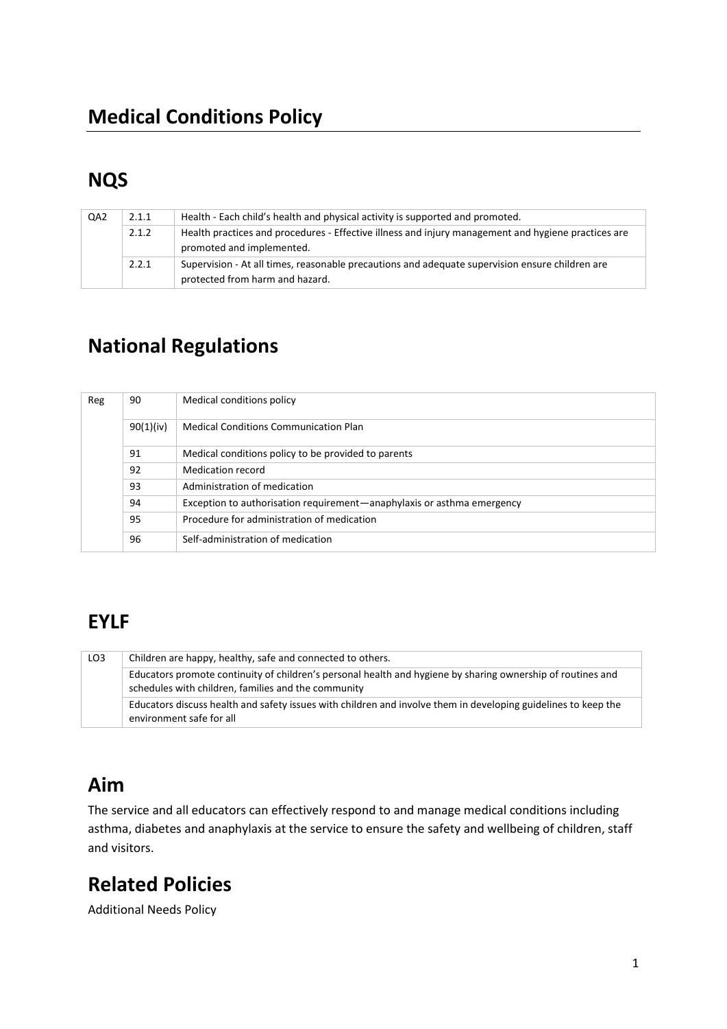# Medical Conditions Policy

## NQS

| | | |
|---|---|---|
| QA2 | 2.1.1 | Health - Each child's health and physical activity is supported and promoted. |
| | 2.1.2 | Health practices and procedures - Effective illness and injury management and hygiene practices are promoted and implemented. |
| | 2.2.1 | Supervision - At all times, reasonable precautions and adequate supervision ensure children are protected from harm and hazard. |

## National Regulations

| | | |
|---|---|---|
| Reg | 90 | Medical conditions policy |
| | 90(1)(iv) | Medical Conditions Communication Plan |
| | 91 | Medical conditions policy to be provided to parents |
| | 92 | Medication record |
| | 93 | Administration of medication |
| | 94 | Exception to authorisation requirement—anaphylaxis or asthma emergency |
| | 95 | Procedure for administration of medication |
| | 96 | Self-administration of medication |

## EYLF

| | |
|---|---|
| LO3 | Children are happy, healthy, safe and connected to others. |
| | Educators promote continuity of children's personal health and hygiene by sharing ownership of routines and schedules with children, families and the community |
| | Educators discuss health and safety issues with children and involve them in developing guidelines to keep the environment safe for all |

## Aim

The service and all educators can effectively respond to and manage medical conditions including asthma, diabetes and anaphylaxis at the service to ensure the safety and wellbeing of children, staff and visitors.

## Related Policies

Additional Needs Policy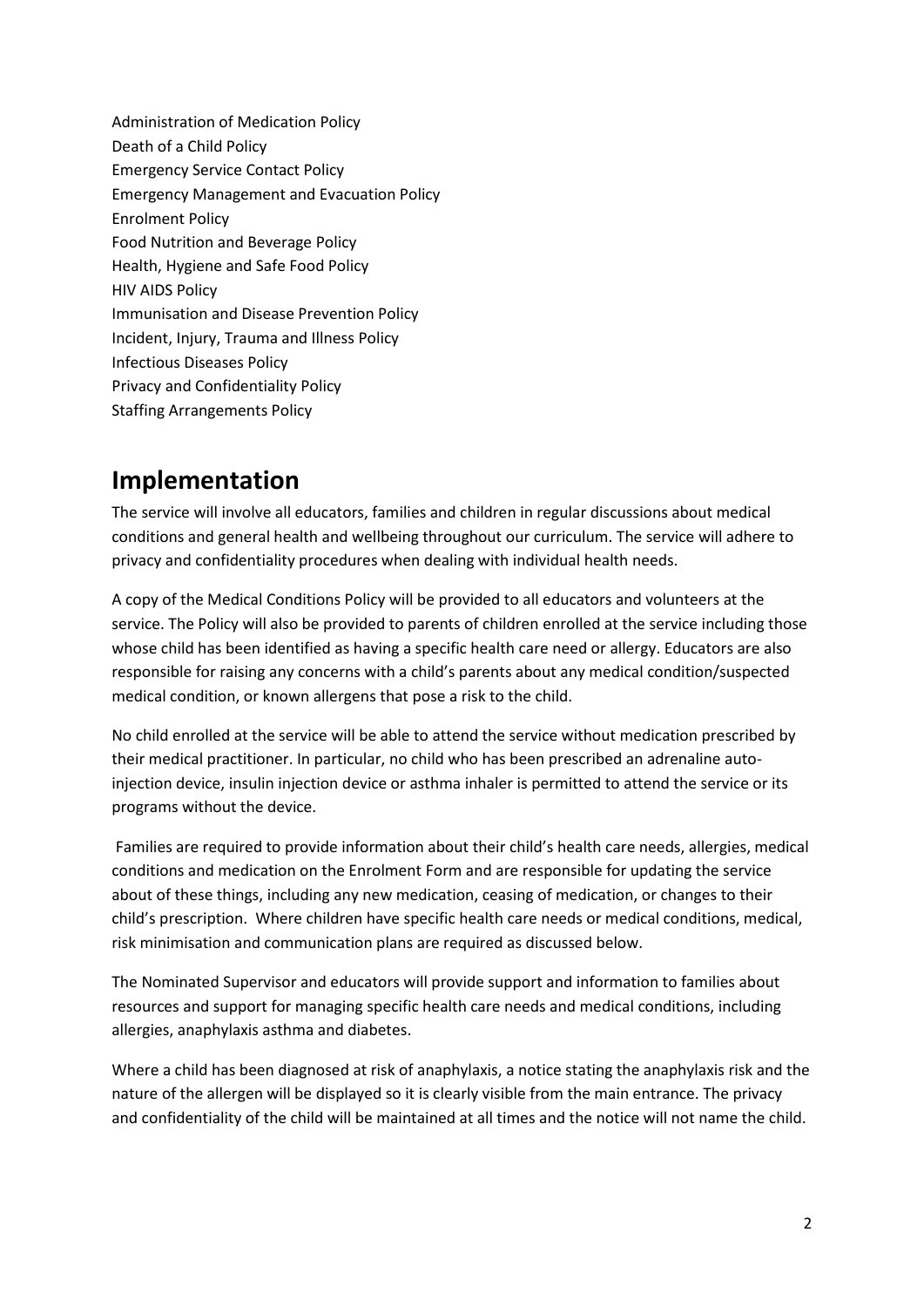Administration of Medication Policy
Death of a Child Policy
Emergency Service Contact Policy
Emergency Management and Evacuation Policy
Enrolment Policy
Food Nutrition and Beverage Policy
Health, Hygiene and Safe Food Policy
HIV AIDS Policy
Immunisation and Disease Prevention Policy
Incident, Injury, Trauma and Illness Policy
Infectious Diseases Policy
Privacy and Confidentiality Policy
Staffing Arrangements Policy

## Implementation

The service will involve all educators, families and children in regular discussions about medical conditions and general health and wellbeing throughout our curriculum. The service will adhere to privacy and confidentiality procedures when dealing with individual health needs.

A copy of the Medical Conditions Policy will be provided to all educators and volunteers at the service. The Policy will also be provided to parents of children enrolled at the service including those whose child has been identified as having a specific health care need or allergy. Educators are also responsible for raising any concerns with a child's parents about any medical condition/suspected medical condition, or known allergens that pose a risk to the child.

No child enrolled at the service will be able to attend the service without medication prescribed by their medical practitioner. In particular, no child who has been prescribed an adrenaline auto-injection device, insulin injection device or asthma inhaler is permitted to attend the service or its programs without the device.

Families are required to provide information about their child's health care needs, allergies, medical conditions and medication on the Enrolment Form and are responsible for updating the service about of these things, including any new medication, ceasing of medication, or changes to their child's prescription. Where children have specific health care needs or medical conditions, medical, risk minimisation and communication plans are required as discussed below.

The Nominated Supervisor and educators will provide support and information to families about resources and support for managing specific health care needs and medical conditions, including allergies, anaphylaxis asthma and diabetes.

Where a child has been diagnosed at risk of anaphylaxis, a notice stating the anaphylaxis risk and the nature of the allergen will be displayed so it is clearly visible from the main entrance. The privacy and confidentiality of the child will be maintained at all times and the notice will not name the child.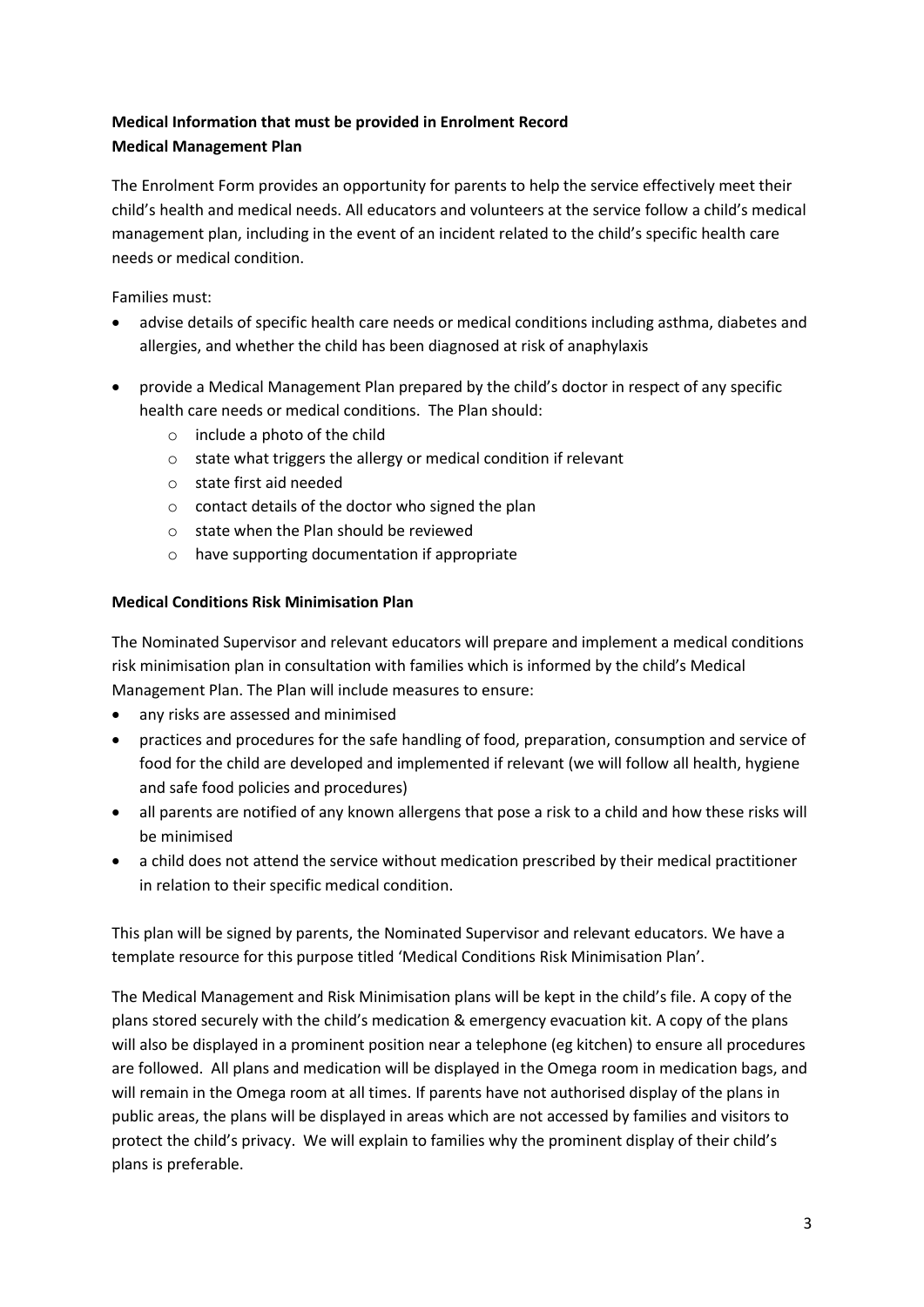**Medical Information that must be provided in Enrolment Record**
**Medical Management Plan**

The Enrolment Form provides an opportunity for parents to help the service effectively meet their child's health and medical needs. All educators and volunteers at the service follow a child's medical management plan, including in the event of an incident related to the child's specific health care needs or medical condition.

Families must:

- advise details of specific health care needs or medical conditions including asthma, diabetes and allergies, and whether the child has been diagnosed at risk of anaphylaxis
- provide a Medical Management Plan prepared by the child's doctor in respect of any specific health care needs or medical conditions. The Plan should:
    - include a photo of the child
    - state what triggers the allergy or medical condition if relevant
    - state first aid needed
    - contact details of the doctor who signed the plan
    - state when the Plan should be reviewed
    - have supporting documentation if appropriate

**Medical Conditions Risk Minimisation Plan**

The Nominated Supervisor and relevant educators will prepare and implement a medical conditions risk minimisation plan in consultation with families which is informed by the child's Medical Management Plan. The Plan will include measures to ensure:

- any risks are assessed and minimised
- practices and procedures for the safe handling of food, preparation, consumption and service of food for the child are developed and implemented if relevant (we will follow all health, hygiene and safe food policies and procedures)
- all parents are notified of any known allergens that pose a risk to a child and how these risks will be minimised
- a child does not attend the service without medication prescribed by their medical practitioner in relation to their specific medical condition.

This plan will be signed by parents, the Nominated Supervisor and relevant educators. We have a template resource for this purpose titled 'Medical Conditions Risk Minimisation Plan'.

The Medical Management and Risk Minimisation plans will be kept in the child's file. A copy of the plans stored securely with the child's medication & emergency evacuation kit. A copy of the plans will also be displayed in a prominent position near a telephone (eg kitchen) to ensure all procedures are followed. All plans and medication will be displayed in the Omega room in medication bags, and will remain in the Omega room at all times. If parents have not authorised display of the plans in public areas, the plans will be displayed in areas which are not accessed by families and visitors to protect the child's privacy. We will explain to families why the prominent display of their child's plans is preferable.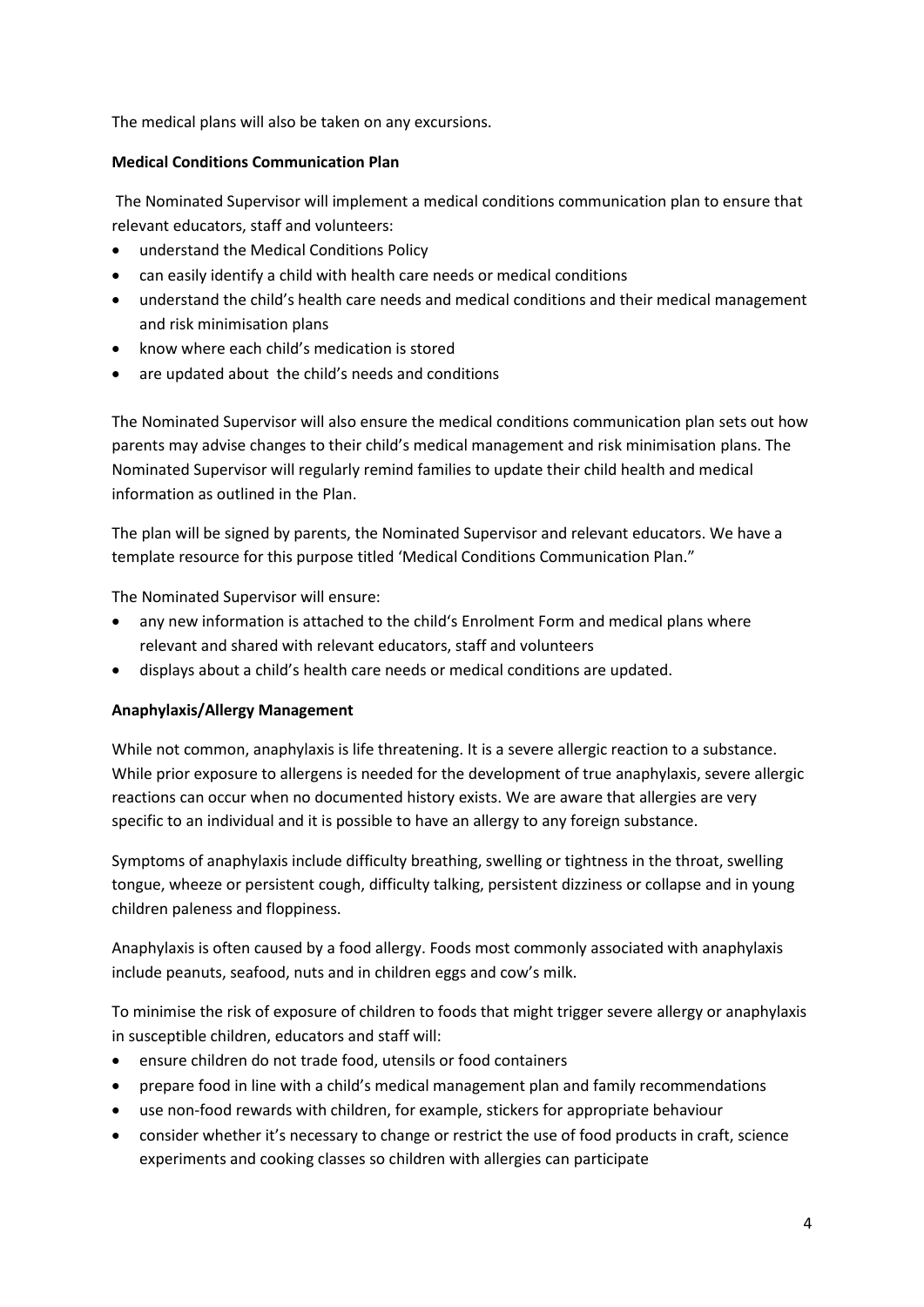The medical plans will also be taken on any excursions.

**Medical Conditions Communication Plan**

The Nominated Supervisor will implement a medical conditions communication plan to ensure that relevant educators, staff and volunteers:

- understand the Medical Conditions Policy
- can easily identify a child with health care needs or medical conditions
- understand the child's health care needs and medical conditions and their medical management and risk minimisation plans
- know where each child's medication is stored
- are updated about the child's needs and conditions

The Nominated Supervisor will also ensure the medical conditions communication plan sets out how parents may advise changes to their child's medical management and risk minimisation plans. The Nominated Supervisor will regularly remind families to update their child health and medical information as outlined in the Plan.

The plan will be signed by parents, the Nominated Supervisor and relevant educators. We have a template resource for this purpose titled 'Medical Conditions Communication Plan."

The Nominated Supervisor will ensure:

- any new information is attached to the child's Enrolment Form and medical plans where relevant and shared with relevant educators, staff and volunteers
- displays about a child's health care needs or medical conditions are updated.

**Anaphylaxis/Allergy Management**

While not common, anaphylaxis is life threatening. It is a severe allergic reaction to a substance. While prior exposure to allergens is needed for the development of true anaphylaxis, severe allergic reactions can occur when no documented history exists. We are aware that allergies are very specific to an individual and it is possible to have an allergy to any foreign substance.

Symptoms of anaphylaxis include difficulty breathing, swelling or tightness in the throat, swelling tongue, wheeze or persistent cough, difficulty talking, persistent dizziness or collapse and in young children paleness and floppiness.

Anaphylaxis is often caused by a food allergy. Foods most commonly associated with anaphylaxis include peanuts, seafood, nuts and in children eggs and cow's milk.

To minimise the risk of exposure of children to foods that might trigger severe allergy or anaphylaxis in susceptible children, educators and staff will:

- ensure children do not trade food, utensils or food containers
- prepare food in line with a child's medical management plan and family recommendations
- use non-food rewards with children, for example, stickers for appropriate behaviour
- consider whether it's necessary to change or restrict the use of food products in craft, science experiments and cooking classes so children with allergies can participate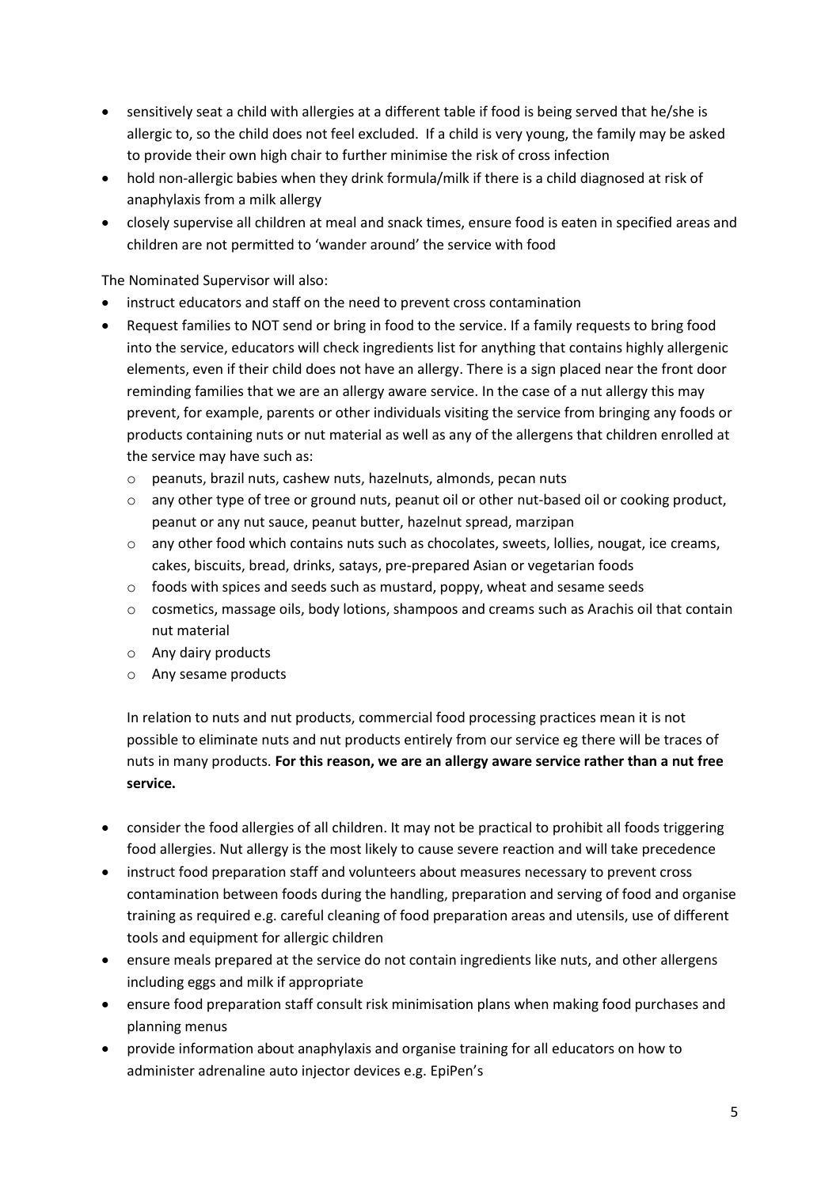- sensitively seat a child with allergies at a different table if food is being served that he/she is allergic to, so the child does not feel excluded. If a child is very young, the family may be asked to provide their own high chair to further minimise the risk of cross infection
- hold non-allergic babies when they drink formula/milk if there is a child diagnosed at risk of anaphylaxis from a milk allergy
- closely supervise all children at meal and snack times, ensure food is eaten in specified areas and children are not permitted to 'wander around' the service with food

The Nominated Supervisor will also:

- instruct educators and staff on the need to prevent cross contamination
- Request families to NOT send or bring in food to the service. If a family requests to bring food into the service, educators will check ingredients list for anything that contains highly allergenic elements, even if their child does not have an allergy. There is a sign placed near the front door reminding families that we are an allergy aware service. In the case of a nut allergy this may prevent, for example, parents or other individuals visiting the service from bringing any foods or products containing nuts or nut material as well as any of the allergens that children enrolled at the service may have such as:
  - peanuts, brazil nuts, cashew nuts, hazelnuts, almonds, pecan nuts
  - any other type of tree or ground nuts, peanut oil or other nut-based oil or cooking product, peanut or any nut sauce, peanut butter, hazelnut spread, marzipan
  - any other food which contains nuts such as chocolates, sweets, lollies, nougat, ice creams, cakes, biscuits, bread, drinks, satays, pre-prepared Asian or vegetarian foods
  - foods with spices and seeds such as mustard, poppy, wheat and sesame seeds
  - cosmetics, massage oils, body lotions, shampoos and creams such as Arachis oil that contain nut material
  - Any dairy products
  - Any sesame products

  In relation to nuts and nut products, commercial food processing practices mean it is not possible to eliminate nuts and nut products entirely from our service eg there will be traces of nuts in many products. **For this reason, we are an allergy aware service rather than a nut free service.**

- consider the food allergies of all children. It may not be practical to prohibit all foods triggering food allergies. Nut allergy is the most likely to cause severe reaction and will take precedence
- instruct food preparation staff and volunteers about measures necessary to prevent cross contamination between foods during the handling, preparation and serving of food and organise training as required e.g. careful cleaning of food preparation areas and utensils, use of different tools and equipment for allergic children
- ensure meals prepared at the service do not contain ingredients like nuts, and other allergens including eggs and milk if appropriate
- ensure food preparation staff consult risk minimisation plans when making food purchases and planning menus
- provide information about anaphylaxis and organise training for all educators on how to administer adrenaline auto injector devices e.g. EpiPen's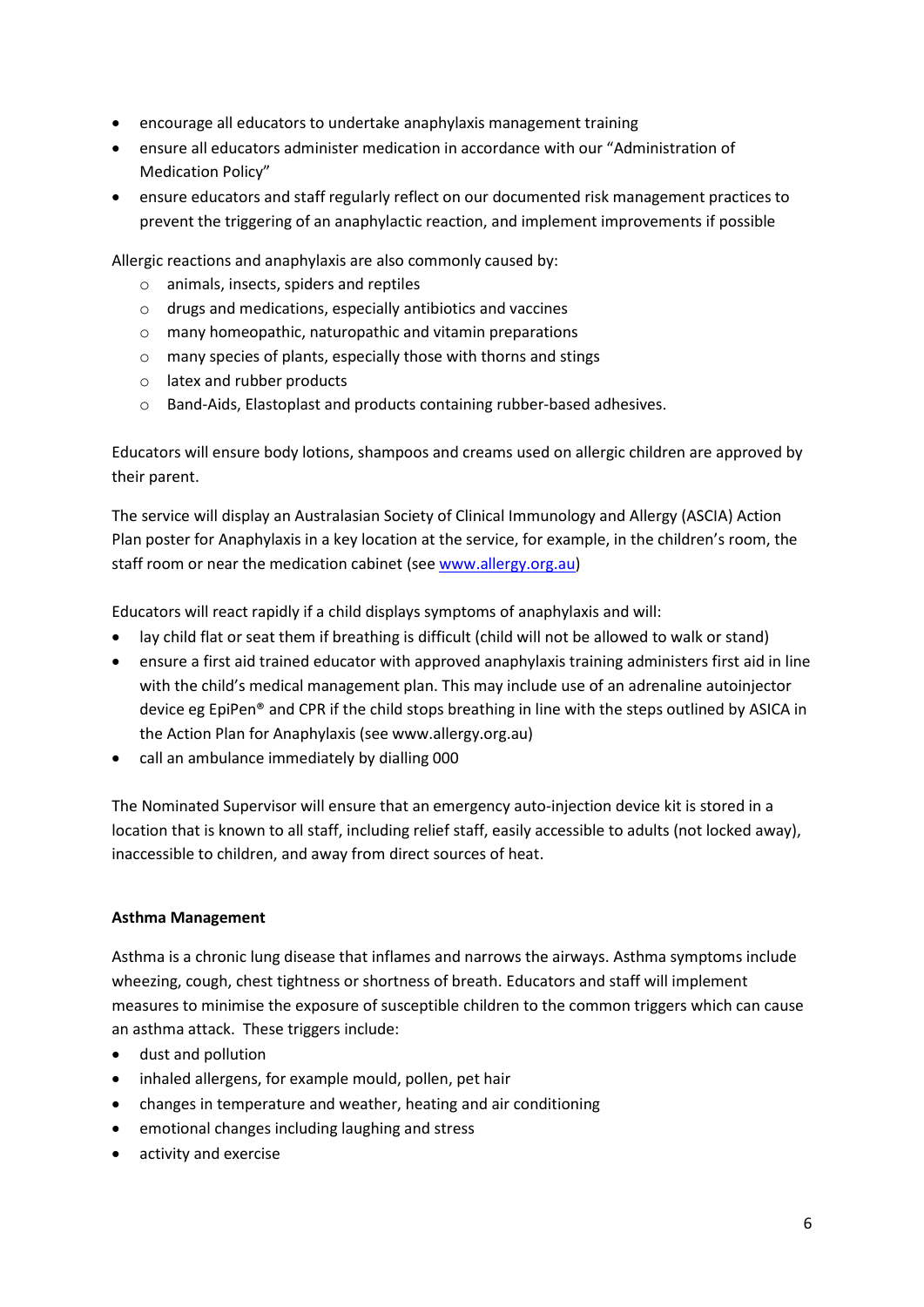- encourage all educators to undertake anaphylaxis management training
- ensure all educators administer medication in accordance with our "Administration of Medication Policy"
- ensure educators and staff regularly reflect on our documented risk management practices to prevent the triggering of an anaphylactic reaction, and implement improvements if possible

Allergic reactions and anaphylaxis are also commonly caused by:

- animals, insects, spiders and reptiles
- drugs and medications, especially antibiotics and vaccines
- many homeopathic, naturopathic and vitamin preparations
- many species of plants, especially those with thorns and stings
- latex and rubber products
- Band-Aids, Elastoplast and products containing rubber-based adhesives.

Educators will ensure body lotions, shampoos and creams used on allergic children are approved by their parent.

The service will display an Australasian Society of Clinical Immunology and Allergy (ASCIA) Action Plan poster for Anaphylaxis in a key location at the service, for example, in the children's room, the staff room or near the medication cabinet (see [www.allergy.org.au](http://www.allergy.org.au))

Educators will react rapidly if a child displays symptoms of anaphylaxis and will:

- lay child flat or seat them if breathing is difficult (child will not be allowed to walk or stand)
- ensure a first aid trained educator with approved anaphylaxis training administers first aid in line with the child's medical management plan. This may include use of an adrenaline autoinjector device eg EpiPen® and CPR if the child stops breathing in line with the steps outlined by ASICA in the Action Plan for Anaphylaxis (see www.allergy.org.au)
- call an ambulance immediately by dialling 000

The Nominated Supervisor will ensure that an emergency auto-injection device kit is stored in a location that is known to all staff, including relief staff, easily accessible to adults (not locked away), inaccessible to children, and away from direct sources of heat.

**Asthma Management**

Asthma is a chronic lung disease that inflames and narrows the airways. Asthma symptoms include wheezing, cough, chest tightness or shortness of breath. Educators and staff will implement measures to minimise the exposure of susceptible children to the common triggers which can cause an asthma attack. These triggers include:

- dust and pollution
- inhaled allergens, for example mould, pollen, pet hair
- changes in temperature and weather, heating and air conditioning
- emotional changes including laughing and stress
- activity and exercise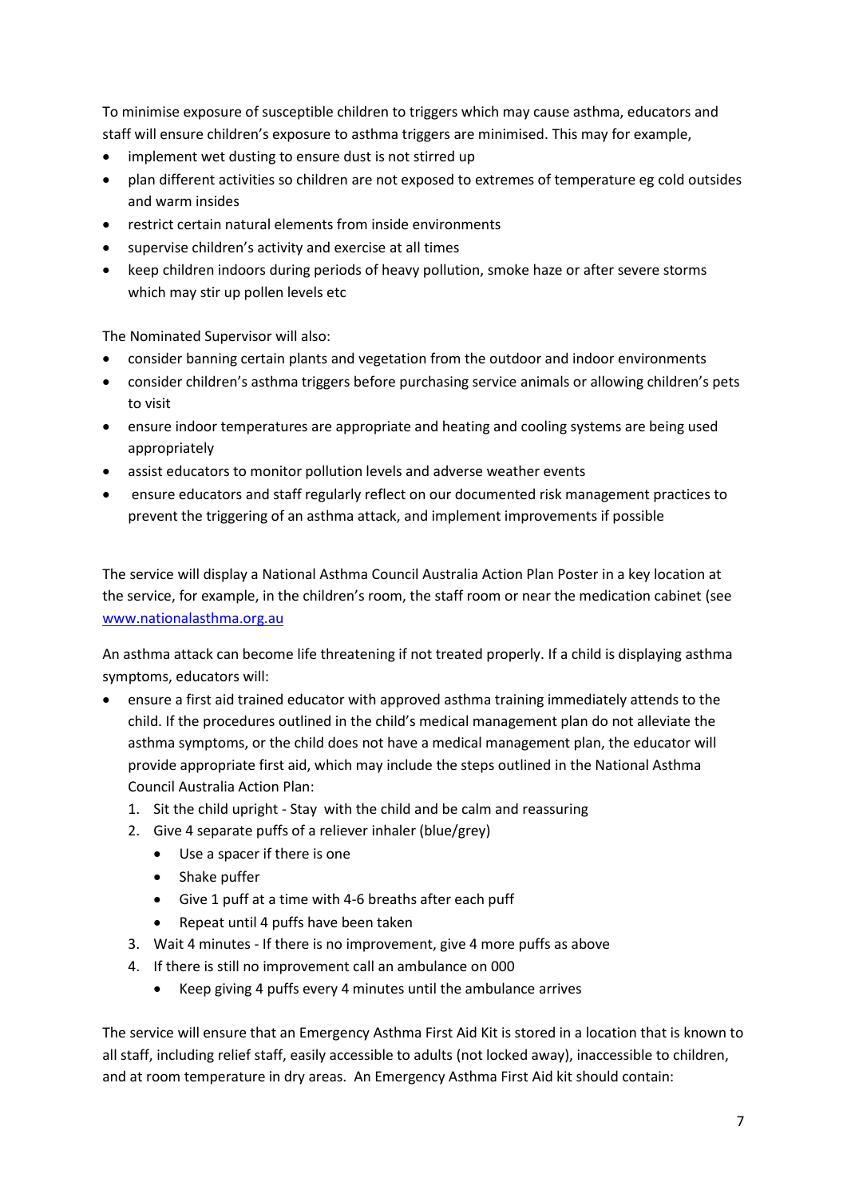To minimise exposure of susceptible children to triggers which may cause asthma, educators and staff will ensure children's exposure to asthma triggers are minimised. This may for example,

- implement wet dusting to ensure dust is not stirred up
- plan different activities so children are not exposed to extremes of temperature eg cold outsides and warm insides
- restrict certain natural elements from inside environments
- supervise children's activity and exercise at all times
- keep children indoors during periods of heavy pollution, smoke haze or after severe storms which may stir up pollen levels etc

The Nominated Supervisor will also:

- consider banning certain plants and vegetation from the outdoor and indoor environments
- consider children's asthma triggers before purchasing service animals or allowing children's pets to visit
- ensure indoor temperatures are appropriate and heating and cooling systems are being used appropriately
- assist educators to monitor pollution levels and adverse weather events
- ensure educators and staff regularly reflect on our documented risk management practices to prevent the triggering of an asthma attack, and implement improvements if possible

The service will display a National Asthma Council Australia Action Plan Poster in a key location at the service, for example, in the children's room, the staff room or near the medication cabinet (see [www.nationalasthma.org.au](http://www.nationalasthma.org.au)

An asthma attack can become life threatening if not treated properly. If a child is displaying asthma symptoms, educators will:

- ensure a first aid trained educator with approved asthma training immediately attends to the child. If the procedures outlined in the child's medical management plan do not alleviate the asthma symptoms, or the child does not have a medical management plan, the educator will provide appropriate first aid, which may include the steps outlined in the National Asthma Council Australia Action Plan:
  1. Sit the child upright - Stay with the child and be calm and reassuring
  2. Give 4 separate puffs of a reliever inhaler (blue/grey)
     - Use a spacer if there is one
     - Shake puffer
     - Give 1 puff at a time with 4-6 breaths after each puff
     - Repeat until 4 puffs have been taken
  3. Wait 4 minutes - If there is no improvement, give 4 more puffs as above
  4. If there is still no improvement call an ambulance on 000
     - Keep giving 4 puffs every 4 minutes until the ambulance arrives

The service will ensure that an Emergency Asthma First Aid Kit is stored in a location that is known to all staff, including relief staff, easily accessible to adults (not locked away), inaccessible to children, and at room temperature in dry areas. An Emergency Asthma First Aid kit should contain: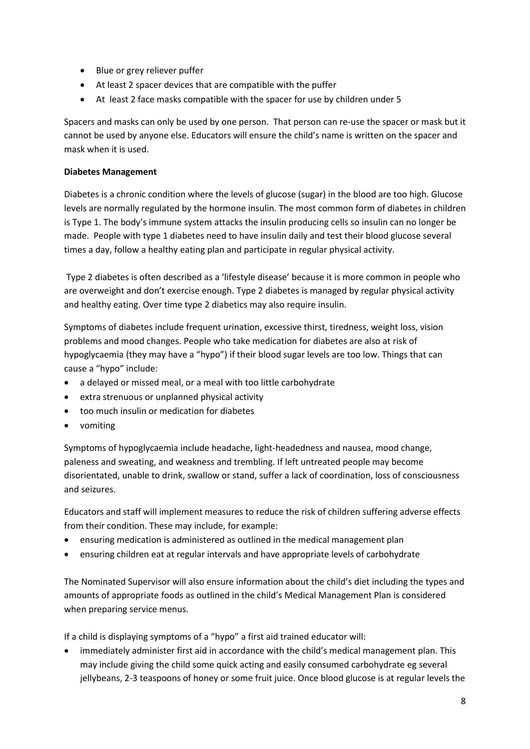- Blue or grey reliever puffer
- At least 2 spacer devices that are compatible with the puffer
- At least 2 face masks compatible with the spacer for use by children under 5

Spacers and masks can only be used by one person. That person can re-use the spacer or mask but it cannot be used by anyone else. Educators will ensure the child's name is written on the spacer and mask when it is used.

**Diabetes Management**

Diabetes is a chronic condition where the levels of glucose (sugar) in the blood are too high. Glucose levels are normally regulated by the hormone insulin. The most common form of diabetes in children is Type 1. The body's immune system attacks the insulin producing cells so insulin can no longer be made. People with type 1 diabetes need to have insulin daily and test their blood glucose several times a day, follow a healthy eating plan and participate in regular physical activity.

Type 2 diabetes is often described as a 'lifestyle disease' because it is more common in people who are overweight and don't exercise enough. Type 2 diabetes is managed by regular physical activity and healthy eating. Over time type 2 diabetics may also require insulin.

Symptoms of diabetes include frequent urination, excessive thirst, tiredness, weight loss, vision problems and mood changes. People who take medication for diabetes are also at risk of hypoglycaemia (they may have a "hypo") if their blood sugar levels are too low. Things that can cause a "hypo" include:

- a delayed or missed meal, or a meal with too little carbohydrate
- extra strenuous or unplanned physical activity
- too much insulin or medication for diabetes
- vomiting

Symptoms of hypoglycaemia include headache, light-headedness and nausea, mood change, paleness and sweating, and weakness and trembling. If left untreated people may become disorientated, unable to drink, swallow or stand, suffer a lack of coordination, loss of consciousness and seizures.

Educators and staff will implement measures to reduce the risk of children suffering adverse effects from their condition. These may include, for example:

- ensuring medication is administered as outlined in the medical management plan
- ensuring children eat at regular intervals and have appropriate levels of carbohydrate

The Nominated Supervisor will also ensure information about the child's diet including the types and amounts of appropriate foods as outlined in the child's Medical Management Plan is considered when preparing service menus.

If a child is displaying symptoms of a "hypo" a first aid trained educator will:

- immediately administer first aid in accordance with the child's medical management plan. This may include giving the child some quick acting and easily consumed carbohydrate eg several jellybeans, 2-3 teaspoons of honey or some fruit juice. Once blood glucose is at regular levels the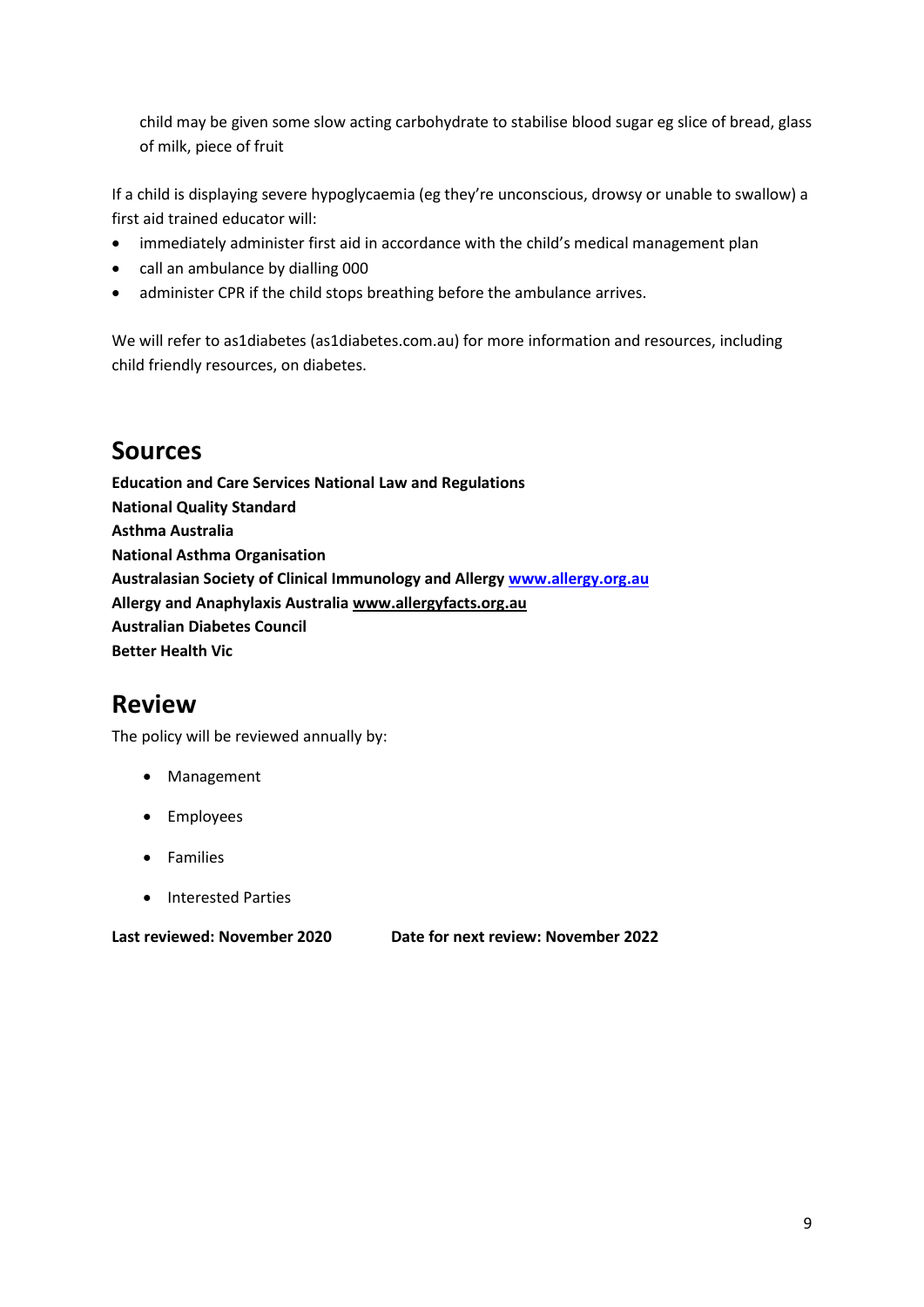child may be given some slow acting carbohydrate to stabilise blood sugar eg slice of bread, glass of milk, piece of fruit

If a child is displaying severe hypoglycaemia (eg they're unconscious, drowsy or unable to swallow) a first aid trained educator will:

- immediately administer first aid in accordance with the child's medical management plan
- call an ambulance by dialling 000
- administer CPR if the child stops breathing before the ambulance arrives.

We will refer to as1diabetes (as1diabetes.com.au) for more information and resources, including child friendly resources, on diabetes.

## Sources

**Education and Care Services National Law and Regulations**
**National Quality Standard**
**Asthma Australia**
**National Asthma Organisation**
**Australasian Society of Clinical Immunology and Allergy [www.allergy.org.au](www.allergy.org.au)**
**Allergy and Anaphylaxis Australia www.allergyfacts.org.au**
**Australian Diabetes Council**
**Better Health Vic**

## Review

The policy will be reviewed annually by:

- Management
- Employees
- Families
- Interested Parties

**Last reviewed: November 2020** **Date for next review: November 2022**